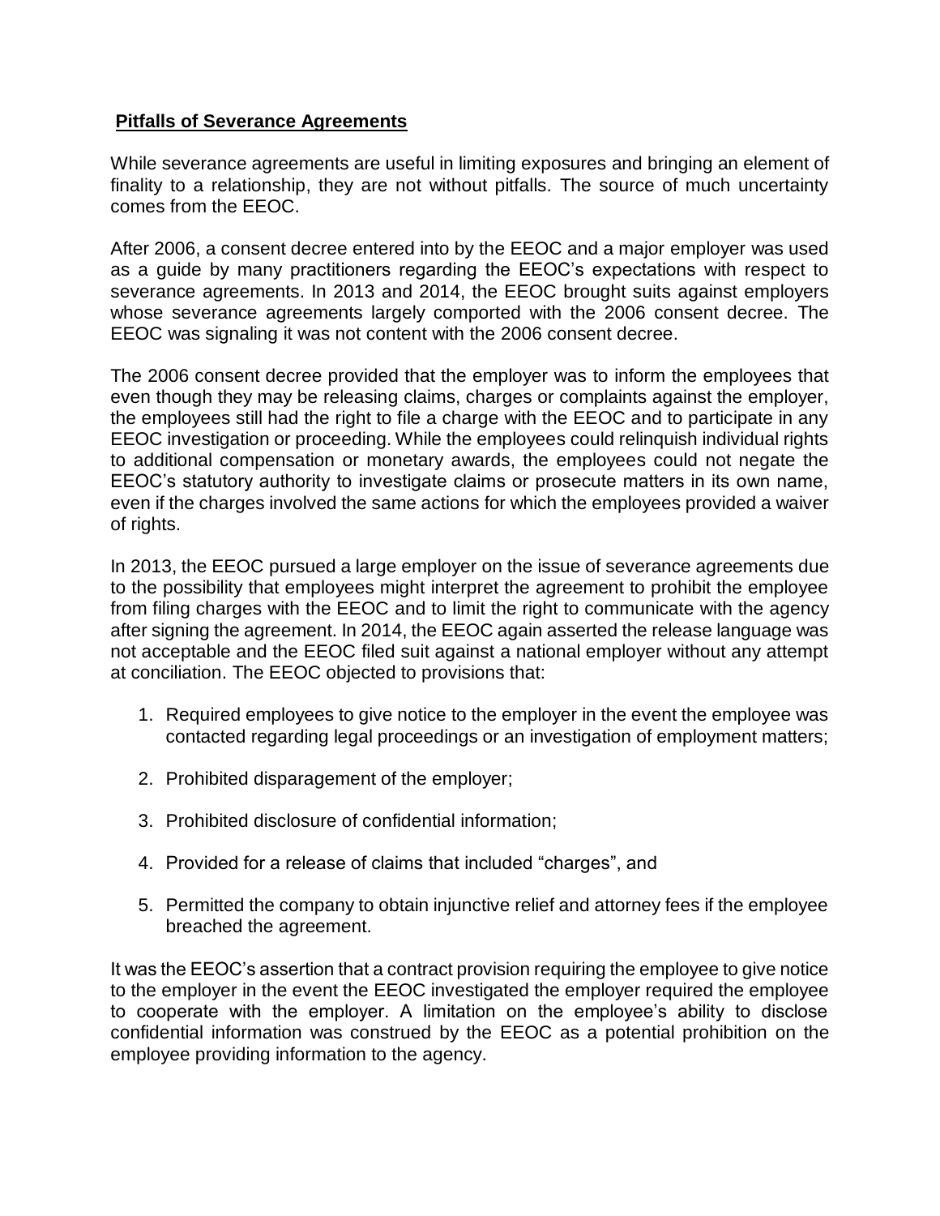## **Pitfalls of Severance Agreements**

While severance agreements are useful in limiting exposures and bringing an element of finality to a relationship, they are not without pitfalls. The source of much uncertainty comes from the EEOC.

After 2006, a consent decree entered into by the EEOC and a major employer was used as a guide by many practitioners regarding the EEOC's expectations with respect to severance agreements. In 2013 and 2014, the EEOC brought suits against employers whose severance agreements largely comported with the 2006 consent decree. The EEOC was signaling it was not content with the 2006 consent decree.

The 2006 consent decree provided that the employer was to inform the employees that even though they may be releasing claims, charges or complaints against the employer, the employees still had the right to file a charge with the EEOC and to participate in any EEOC investigation or proceeding. While the employees could relinquish individual rights to additional compensation or monetary awards, the employees could not negate the EEOC's statutory authority to investigate claims or prosecute matters in its own name, even if the charges involved the same actions for which the employees provided a waiver of rights.

In 2013, the EEOC pursued a large employer on the issue of severance agreements due to the possibility that employees might interpret the agreement to prohibit the employee from filing charges with the EEOC and to limit the right to communicate with the agency after signing the agreement. In 2014, the EEOC again asserted the release language was not acceptable and the EEOC filed suit against a national employer without any attempt at conciliation. The EEOC objected to provisions that:

1. Required employees to give notice to the employer in the event the employee was contacted regarding legal proceedings or an investigation of employment matters;

2. Prohibited disparagement of the employer;

3. Prohibited disclosure of confidential information;

4. Provided for a release of claims that included "charges", and

5. Permitted the company to obtain injunctive relief and attorney fees if the employee breached the agreement.

It was the EEOC's assertion that a contract provision requiring the employee to give notice to the employer in the event the EEOC investigated the employer required the employee to cooperate with the employer. A limitation on the employee's ability to disclose confidential information was construed by the EEOC as a potential prohibition on the employee providing information to the agency.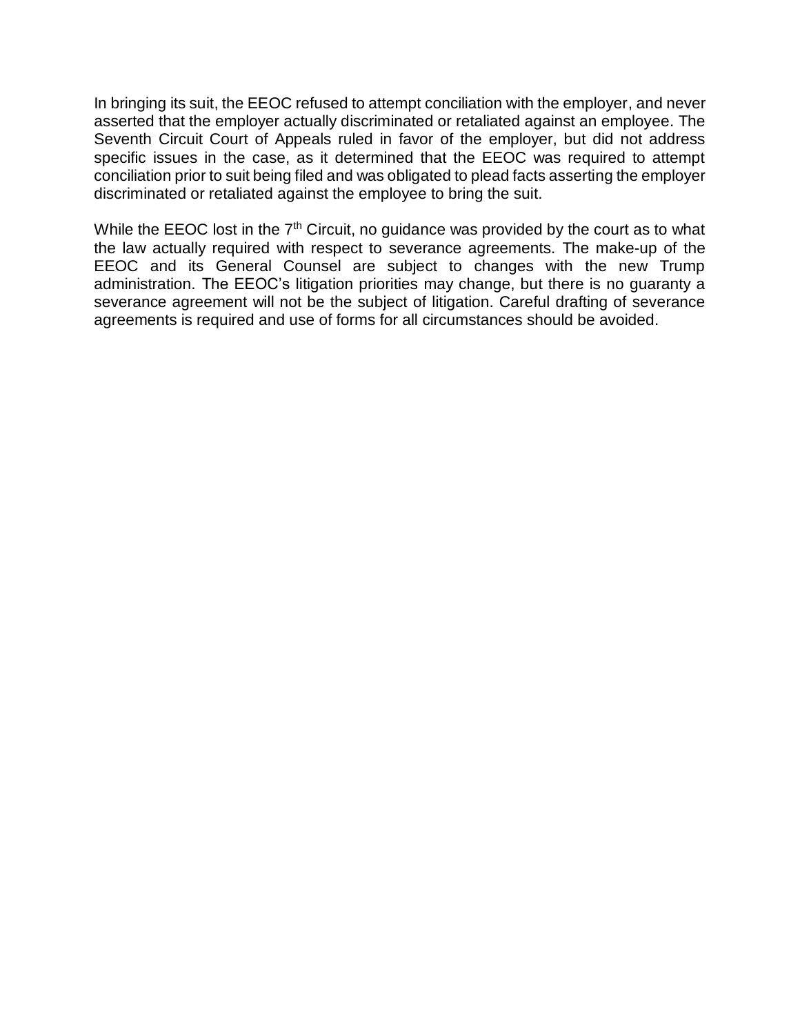In bringing its suit, the EEOC refused to attempt conciliation with the employer, and never asserted that the employer actually discriminated or retaliated against an employee. The Seventh Circuit Court of Appeals ruled in favor of the employer, but did not address specific issues in the case, as it determined that the EEOC was required to attempt conciliation prior to suit being filed and was obligated to plead facts asserting the employer discriminated or retaliated against the employee to bring the suit.

While the EEOC lost in the 7th Circuit, no guidance was provided by the court as to what the law actually required with respect to severance agreements. The make-up of the EEOC and its General Counsel are subject to changes with the new Trump administration. The EEOC's litigation priorities may change, but there is no guaranty a severance agreement will not be the subject of litigation. Careful drafting of severance agreements is required and use of forms for all circumstances should be avoided.